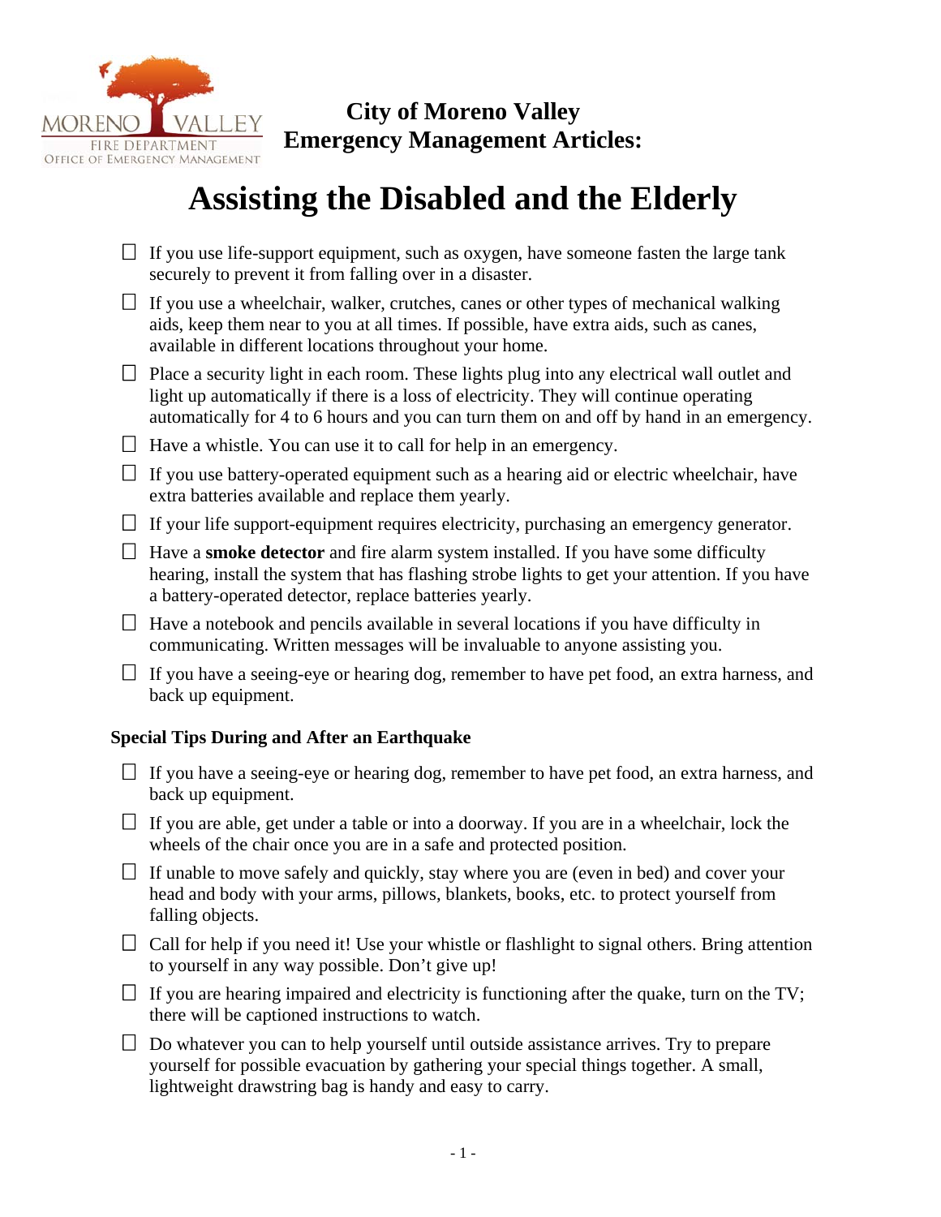**City of Moreno Valley**
**Emergency Management Articles:**

# Assisting the Disabled and the Elderly

- ☐ If you use life-support equipment, such as oxygen, have someone fasten the large tank securely to prevent it from falling over in a disaster.
- ☐ If you use a wheelchair, walker, crutches, canes or other types of mechanical walking aids, keep them near to you at all times. If possible, have extra aids, such as canes, available in different locations throughout your home.
- ☐ Place a security light in each room. These lights plug into any electrical wall outlet and light up automatically if there is a loss of electricity. They will continue operating automatically for 4 to 6 hours and you can turn them on and off by hand in an emergency.
- ☐ Have a whistle. You can use it to call for help in an emergency.
- ☐ If you use battery-operated equipment such as a hearing aid or electric wheelchair, have extra batteries available and replace them yearly.
- ☐ If your life support-equipment requires electricity, purchasing an emergency generator.
- ☐ Have a **smoke detector** and fire alarm system installed. If you have some difficulty hearing, install the system that has flashing strobe lights to get your attention. If you have a battery-operated detector, replace batteries yearly.
- ☐ Have a notebook and pencils available in several locations if you have difficulty in communicating. Written messages will be invaluable to anyone assisting you.
- ☐ If you have a seeing-eye or hearing dog, remember to have pet food, an extra harness, and back up equipment.

### Special Tips During and After an Earthquake

- ☐ If you have a seeing-eye or hearing dog, remember to have pet food, an extra harness, and back up equipment.
- ☐ If you are able, get under a table or into a doorway. If you are in a wheelchair, lock the wheels of the chair once you are in a safe and protected position.
- ☐ If unable to move safely and quickly, stay where you are (even in bed) and cover your head and body with your arms, pillows, blankets, books, etc. to protect yourself from falling objects.
- ☐ Call for help if you need it! Use your whistle or flashlight to signal others. Bring attention to yourself in any way possible. Don't give up!
- ☐ If you are hearing impaired and electricity is functioning after the quake, turn on the TV; there will be captioned instructions to watch.
- ☐ Do whatever you can to help yourself until outside assistance arrives. Try to prepare yourself for possible evacuation by gathering your special things together. A small, lightweight drawstring bag is handy and easy to carry.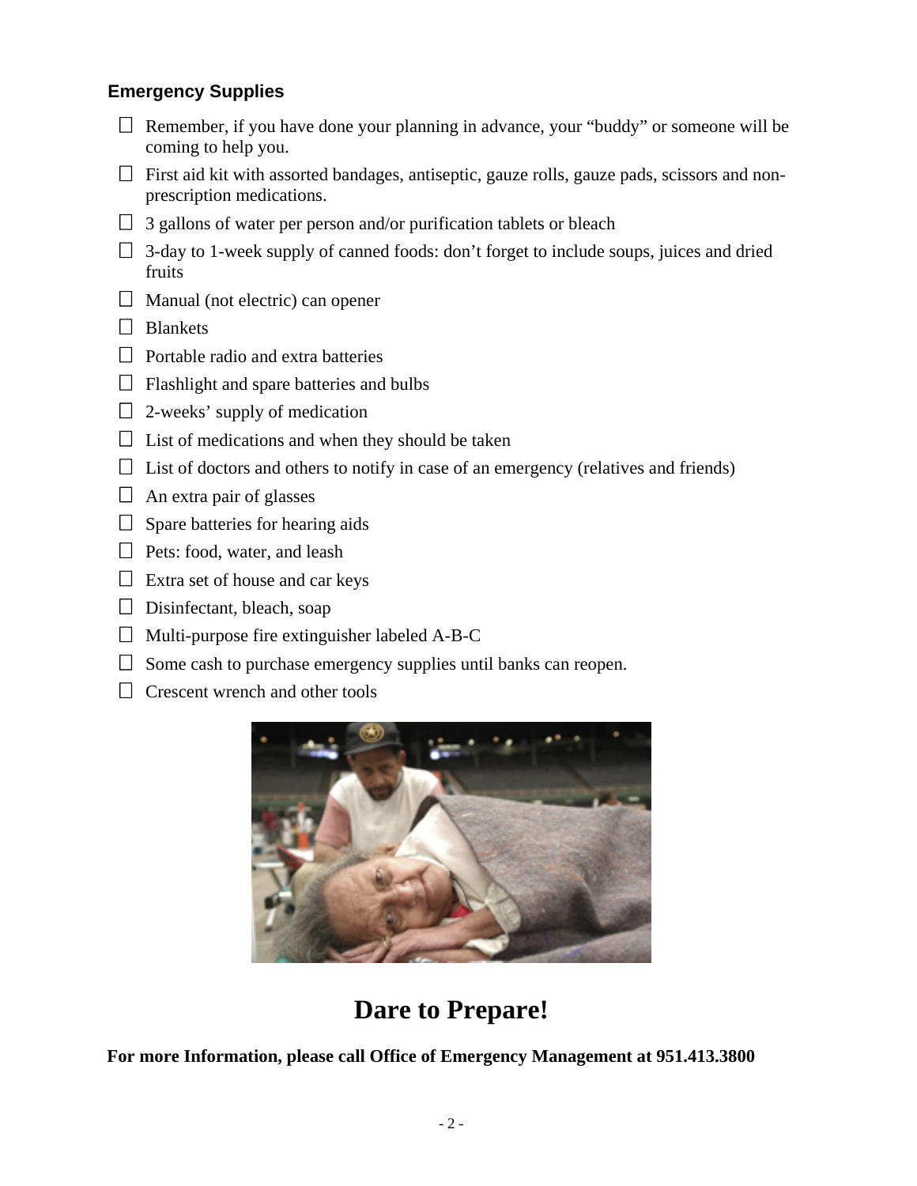### Emergency Supplies

- ☐ Remember, if you have done your planning in advance, your "buddy" or someone will be coming to help you.
- ☐ First aid kit with assorted bandages, antiseptic, gauze rolls, gauze pads, scissors and non-prescription medications.
- ☐ 3 gallons of water per person and/or purification tablets or bleach
- ☐ 3-day to 1-week supply of canned foods: don't forget to include soups, juices and dried fruits
- ☐ Manual (not electric) can opener
- ☐ Blankets
- ☐ Portable radio and extra batteries
- ☐ Flashlight and spare batteries and bulbs
- ☐ 2-weeks' supply of medication
- ☐ List of medications and when they should be taken
- ☐ List of doctors and others to notify in case of an emergency (relatives and friends)
- ☐ An extra pair of glasses
- ☐ Spare batteries for hearing aids
- ☐ Pets: food, water, and leash
- ☐ Extra set of house and car keys
- ☐ Disinfectant, bleach, soap
- ☐ Multi-purpose fire extinguisher labeled A-B-C
- ☐ Some cash to purchase emergency supplies until banks can reopen.
- ☐ Crescent wrench and other tools

# Dare to Prepare!

**For more Information, please call Office of Emergency Management at 951.413.3800**